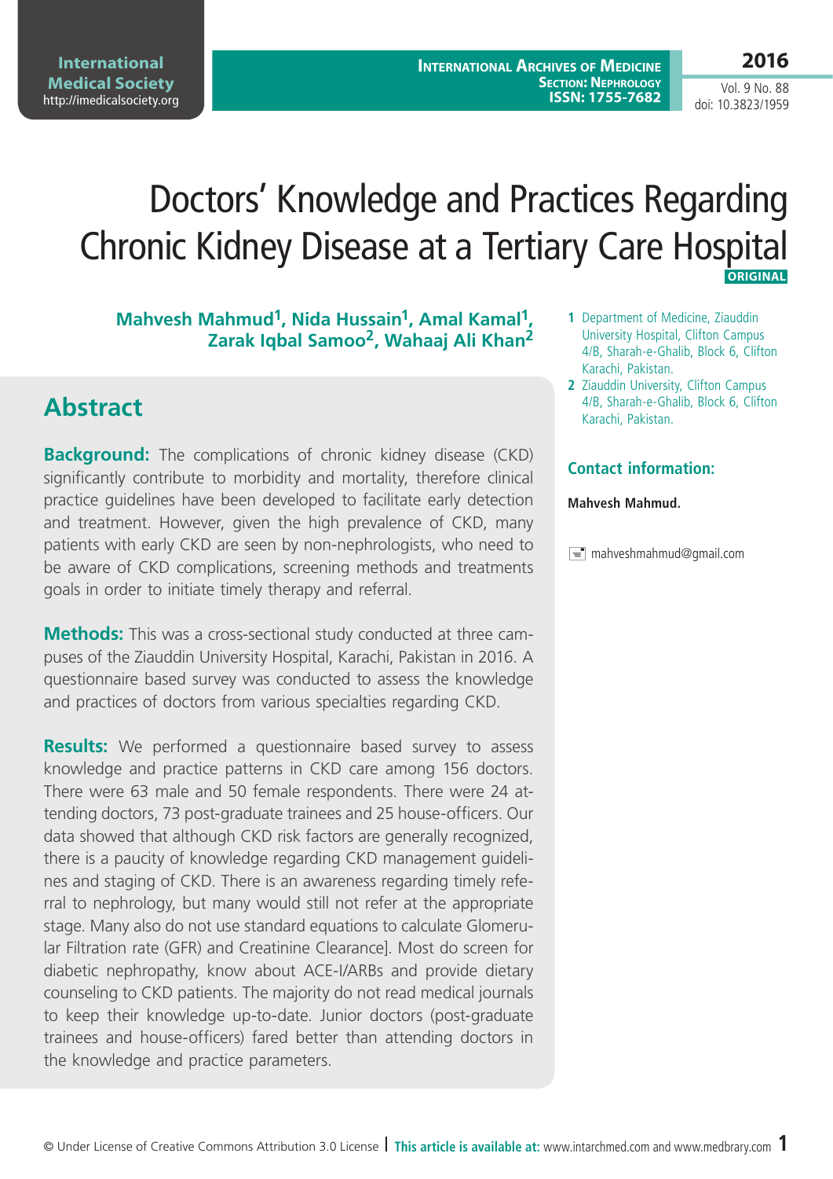# Doctors' Knowledge and Practices Regarding Chronic Kidney Disease at a Tertiary Care Hospital

ORIGINAL

**Mahvesh Mahmud[1], Nida Hussain[1], Amal Kamal[1], Zarak Iqbal Samoo[2], Wahaaj Ali Khan[2]**

1 Department of Medicine, Ziauddin University Hospital, Clifton Campus 4/B, Sharah-e-Ghalib, Block 6, Clifton Karachi, Pakistan.

2 Ziauddin University, Clifton Campus 4/B, Sharah-e-Ghalib, Block 6, Clifton Karachi, Pakistan.

### Contact information:

**Mahvesh Mahmud.**

mahveshmahmud@gmail.com

## Abstract

**Background:** The complications of chronic kidney disease (CKD) significantly contribute to morbidity and mortality, therefore clinical practice guidelines have been developed to facilitate early detection and treatment. However, given the high prevalence of CKD, many patients with early CKD are seen by non-nephrologists, who need to be aware of CKD complications, screening methods and treatments goals in order to initiate timely therapy and referral.

**Methods:** This was a cross-sectional study conducted at three campuses of the Ziauddin University Hospital, Karachi, Pakistan in 2016. A questionnaire based survey was conducted to assess the knowledge and practices of doctors from various specialties regarding CKD.

**Results:** We performed a questionnaire based survey to assess knowledge and practice patterns in CKD care among 156 doctors. There were 63 male and 50 female respondents. There were 24 attending doctors, 73 post-graduate trainees and 25 house-officers. Our data showed that although CKD risk factors are generally recognized, there is a paucity of knowledge regarding CKD management guidelines and staging of CKD. There is an awareness regarding timely referral to nephrology, but many would still not refer at the appropriate stage. Many also do not use standard equations to calculate Glomerular Filtration rate (GFR) and Creatinine Clearance]. Most do screen for diabetic nephropathy, know about ACE-I/ARBs and provide dietary counseling to CKD patients. The majority do not read medical journals to keep their knowledge up-to-date. Junior doctors (post-graduate trainees and house-officers) fared better than attending doctors in the knowledge and practice parameters.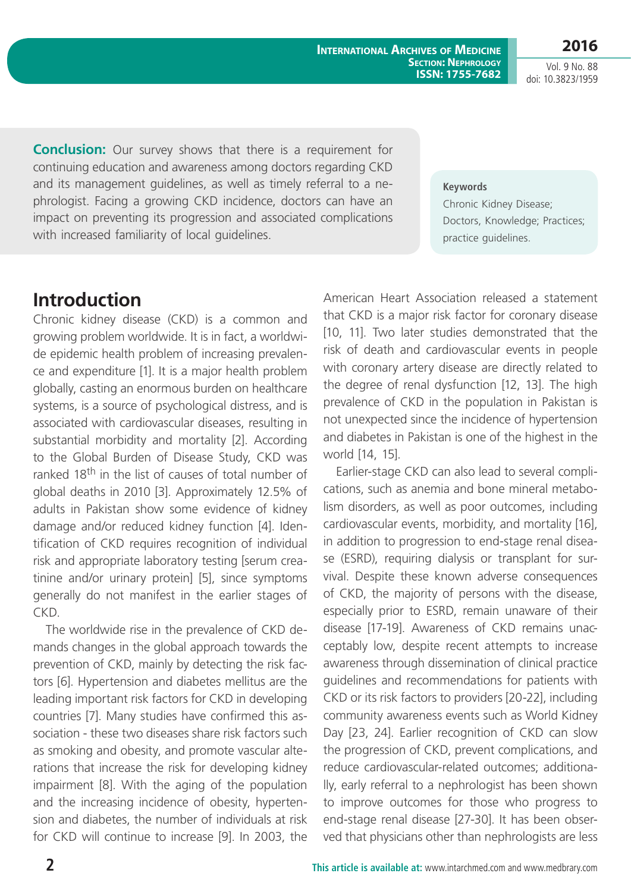**Conclusion:** Our survey shows that there is a requirement for continuing education and awareness among doctors regarding CKD and its management guidelines, as well as timely referral to a nephrologist. Facing a growing CKD incidence, doctors can have an impact on preventing its progression and associated complications with increased familiarity of local guidelines.

**Keywords**

Chronic Kidney Disease; Doctors, Knowledge; Practices; practice guidelines.

## Introduction

Chronic kidney disease (CKD) is a common and growing problem worldwide. It is in fact, a worldwide epidemic health problem of increasing prevalence and expenditure [1]. It is a major health problem globally, casting an enormous burden on healthcare systems, is a source of psychological distress, and is associated with cardiovascular diseases, resulting in substantial morbidity and mortality [2]. According to the Global Burden of Disease Study, CKD was ranked 18th in the list of causes of total number of global deaths in 2010 [3]. Approximately 12.5% of adults in Pakistan show some evidence of kidney damage and/or reduced kidney function [4]. Identification of CKD requires recognition of individual risk and appropriate laboratory testing [serum creatinine and/or urinary protein] [5], since symptoms generally do not manifest in the earlier stages of CKD.

The worldwide rise in the prevalence of CKD demands changes in the global approach towards the prevention of CKD, mainly by detecting the risk factors [6]. Hypertension and diabetes mellitus are the leading important risk factors for CKD in developing countries [7]. Many studies have confirmed this association - these two diseases share risk factors such as smoking and obesity, and promote vascular alterations that increase the risk for developing kidney impairment [8]. With the aging of the population and the increasing incidence of obesity, hypertension and diabetes, the number of individuals at risk for CKD will continue to increase [9]. In 2003, the American Heart Association released a statement that CKD is a major risk factor for coronary disease [10, 11]. Two later studies demonstrated that the risk of death and cardiovascular events in people with coronary artery disease are directly related to the degree of renal dysfunction [12, 13]. The high prevalence of CKD in the population in Pakistan is not unexpected since the incidence of hypertension and diabetes in Pakistan is one of the highest in the world [14, 15].

Earlier-stage CKD can also lead to several complications, such as anemia and bone mineral metabolism disorders, as well as poor outcomes, including cardiovascular events, morbidity, and mortality [16], in addition to progression to end-stage renal disease (ESRD), requiring dialysis or transplant for survival. Despite these known adverse consequences of CKD, the majority of persons with the disease, especially prior to ESRD, remain unaware of their disease [17-19]. Awareness of CKD remains unacceptably low, despite recent attempts to increase awareness through dissemination of clinical practice guidelines and recommendations for patients with CKD or its risk factors to providers [20-22], including community awareness events such as World Kidney Day [23, 24]. Earlier recognition of CKD can slow the progression of CKD, prevent complications, and reduce cardiovascular-related outcomes; additionally, early referral to a nephrologist has been shown to improve outcomes for those who progress to end-stage renal disease [27-30]. It has been observed that physicians other than nephrologists are less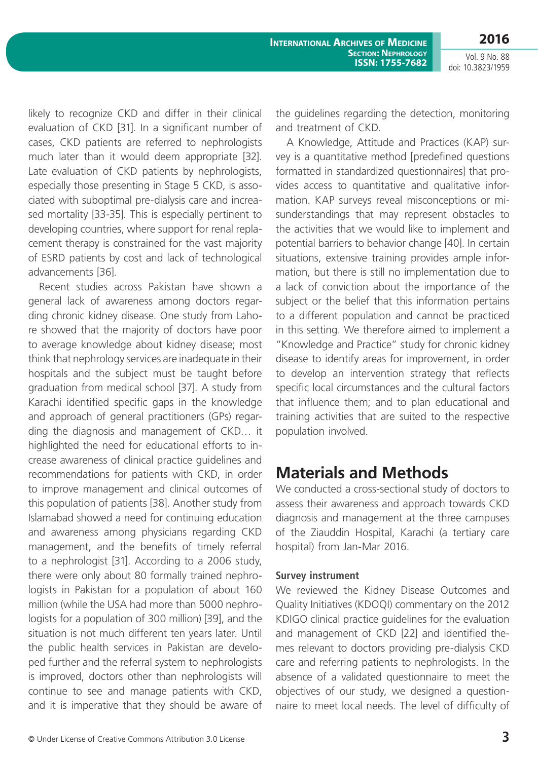likely to recognize CKD and differ in their clinical evaluation of CKD [31]. In a significant number of cases, CKD patients are referred to nephrologists much later than it would deem appropriate [32]. Late evaluation of CKD patients by nephrologists, especially those presenting in Stage 5 CKD, is associated with suboptimal pre-dialysis care and increased mortality [33-35]. This is especially pertinent to developing countries, where support for renal replacement therapy is constrained for the vast majority of ESRD patients by cost and lack of technological advancements [36].

Recent studies across Pakistan have shown a general lack of awareness among doctors regarding chronic kidney disease. One study from Lahore showed that the majority of doctors have poor to average knowledge about kidney disease; most think that nephrology services are inadequate in their hospitals and the subject must be taught before graduation from medical school [37]. A study from Karachi identified specific gaps in the knowledge and approach of general practitioners (GPs) regarding the diagnosis and management of CKD… it highlighted the need for educational efforts to increase awareness of clinical practice guidelines and recommendations for patients with CKD, in order to improve management and clinical outcomes of this population of patients [38]. Another study from Islamabad showed a need for continuing education and awareness among physicians regarding CKD management, and the benefits of timely referral to a nephrologist [31]. According to a 2006 study, there were only about 80 formally trained nephrologists in Pakistan for a population of about 160 million (while the USA had more than 5000 nephrologists for a population of 300 million) [39], and the situation is not much different ten years later. Until the public health services in Pakistan are developed further and the referral system to nephrologists is improved, doctors other than nephrologists will continue to see and manage patients with CKD, and it is imperative that they should be aware of the guidelines regarding the detection, monitoring and treatment of CKD.

A Knowledge, Attitude and Practices (KAP) survey is a quantitative method [predefined questions formatted in standardized questionnaires] that provides access to quantitative and qualitative information. KAP surveys reveal misconceptions or misunderstandings that may represent obstacles to the activities that we would like to implement and potential barriers to behavior change [40]. In certain situations, extensive training provides ample information, but there is still no implementation due to a lack of conviction about the importance of the subject or the belief that this information pertains to a different population and cannot be practiced in this setting. We therefore aimed to implement a "Knowledge and Practice" study for chronic kidney disease to identify areas for improvement, in order to develop an intervention strategy that reflects specific local circumstances and the cultural factors that influence them; and to plan educational and training activities that are suited to the respective population involved.

## Materials and Methods

We conducted a cross-sectional study of doctors to assess their awareness and approach towards CKD diagnosis and management at the three campuses of the Ziauddin Hospital, Karachi (a tertiary care hospital) from Jan-Mar 2016.

### Survey instrument

We reviewed the Kidney Disease Outcomes and Quality Initiatives (KDOQI) commentary on the 2012 KDIGO clinical practice guidelines for the evaluation and management of CKD [22] and identified themes relevant to doctors providing pre-dialysis CKD care and referring patients to nephrologists. In the absence of a validated questionnaire to meet the objectives of our study, we designed a questionnaire to meet local needs. The level of difficulty of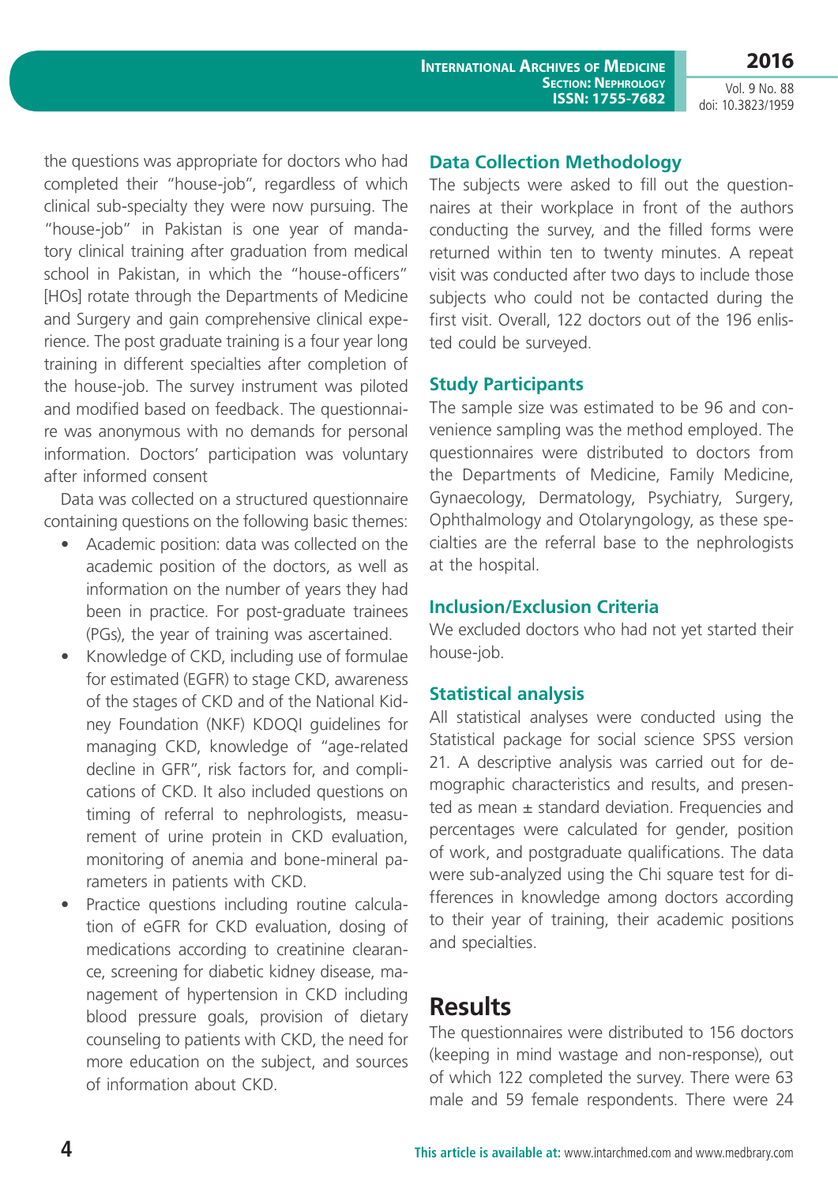the questions was appropriate for doctors who had completed their "house-job", regardless of which clinical sub-specialty they were now pursuing. The "house-job" in Pakistan is one year of mandatory clinical training after graduation from medical school in Pakistan, in which the "house-officers" [HOs] rotate through the Departments of Medicine and Surgery and gain comprehensive clinical experience. The post graduate training is a four year long training in different specialties after completion of the house-job. The survey instrument was piloted and modified based on feedback. The questionnaire was anonymous with no demands for personal information. Doctors' participation was voluntary after informed consent

Data was collected on a structured questionnaire containing questions on the following basic themes:

- Academic position: data was collected on the academic position of the doctors, as well as information on the number of years they had been in practice. For post-graduate trainees (PGs), the year of training was ascertained.
- Knowledge of CKD, including use of formulae for estimated (EGFR) to stage CKD, awareness of the stages of CKD and of the National Kidney Foundation (NKF) KDOQI guidelines for managing CKD, knowledge of "age-related decline in GFR", risk factors for, and complications of CKD. It also included questions on timing of referral to nephrologists, measurement of urine protein in CKD evaluation, monitoring of anemia and bone-mineral parameters in patients with CKD.
- Practice questions including routine calculation of eGFR for CKD evaluation, dosing of medications according to creatinine clearance, screening for diabetic kidney disease, management of hypertension in CKD including blood pressure goals, provision of dietary counseling to patients with CKD, the need for more education on the subject, and sources of information about CKD.

## Data Collection Methodology

The subjects were asked to fill out the questionnaires at their workplace in front of the authors conducting the survey, and the filled forms were returned within ten to twenty minutes. A repeat visit was conducted after two days to include those subjects who could not be contacted during the first visit. Overall, 122 doctors out of the 196 enlisted could be surveyed.

## Study Participants

The sample size was estimated to be 96 and convenience sampling was the method employed. The questionnaires were distributed to doctors from the Departments of Medicine, Family Medicine, Gynaecology, Dermatology, Psychiatry, Surgery, Ophthalmology and Otolaryngology, as these specialties are the referral base to the nephrologists at the hospital.

## Inclusion/Exclusion Criteria

We excluded doctors who had not yet started their house-job.

## Statistical analysis

All statistical analyses were conducted using the Statistical package for social science SPSS version 21. A descriptive analysis was carried out for demographic characteristics and results, and presented as mean ± standard deviation. Frequencies and percentages were calculated for gender, position of work, and postgraduate qualifications. The data were sub-analyzed using the Chi square test for differences in knowledge among doctors according to their year of training, their academic positions and specialties.

# Results

The questionnaires were distributed to 156 doctors (keeping in mind wastage and non-response), out of which 122 completed the survey. There were 63 male and 59 female respondents. There were 24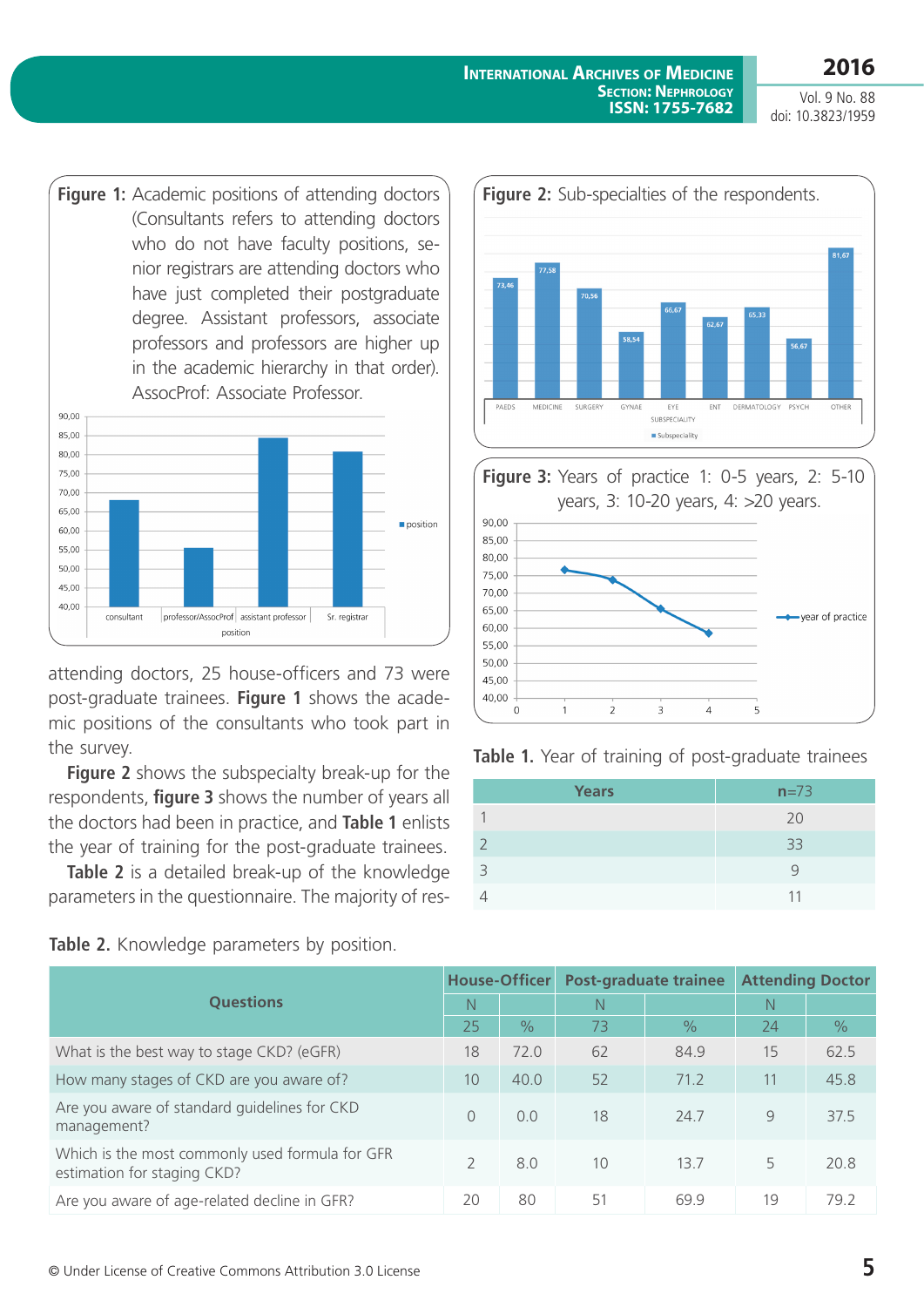**Figure 1:** Academic positions of attending doctors (Consultants refers to attending doctors who do not have faculty positions, senior registrars are attending doctors who have just completed their postgraduate degree. Assistant professors, associate professors and professors are higher up in the academic hierarchy in that order). AssocProf: Associate Professor.

**Figure 2:** Sub-specialties of the respondents.

**Figure 3:** Years of practice 1: 0-5 years, 2: 5-10 years, 3: 10-20 years, 4: >20 years.

attending doctors, 25 house-officers and 73 were post-graduate trainees. **Figure 1** shows the academic positions of the consultants who took part in the survey.

**Figure 2** shows the subspecialty break-up for the respondents, **figure 3** shows the number of years all the doctors had been in practice, and **Table 1** enlists the year of training for the post-graduate trainees.

**Table 2** is a detailed break-up of the knowledge parameters in the questionnaire. The majority of res-

**Table 1.** Year of training of post-graduate trainees

| Years | n=73 |
|---|---|
| 1 | 20 |
| 2 | 33 |
| 3 | 9 |
| 4 | 11 |

**Table 2.** Knowledge parameters by position.

| Questions | House-Officer | | Post-graduate trainee | | Attending Doctor | |
|---|---|---|---|---|---|---|
| | N | | N | | N | |
| | 25 | % | 73 | % | 24 | % |
| What is the best way to stage CKD? (eGFR) | 18 | 72.0 | 62 | 84.9 | 15 | 62.5 |
| How many stages of CKD are you aware of? | 10 | 40.0 | 52 | 71.2 | 11 | 45.8 |
| Are you aware of standard guidelines for CKD management? | 0 | 0.0 | 18 | 24.7 | 9 | 37.5 |
| Which is the most commonly used formula for GFR estimation for staging CKD? | 2 | 8.0 | 10 | 13.7 | 5 | 20.8 |
| Are you aware of age-related decline in GFR? | 20 | 80 | 51 | 69.9 | 19 | 79.2 |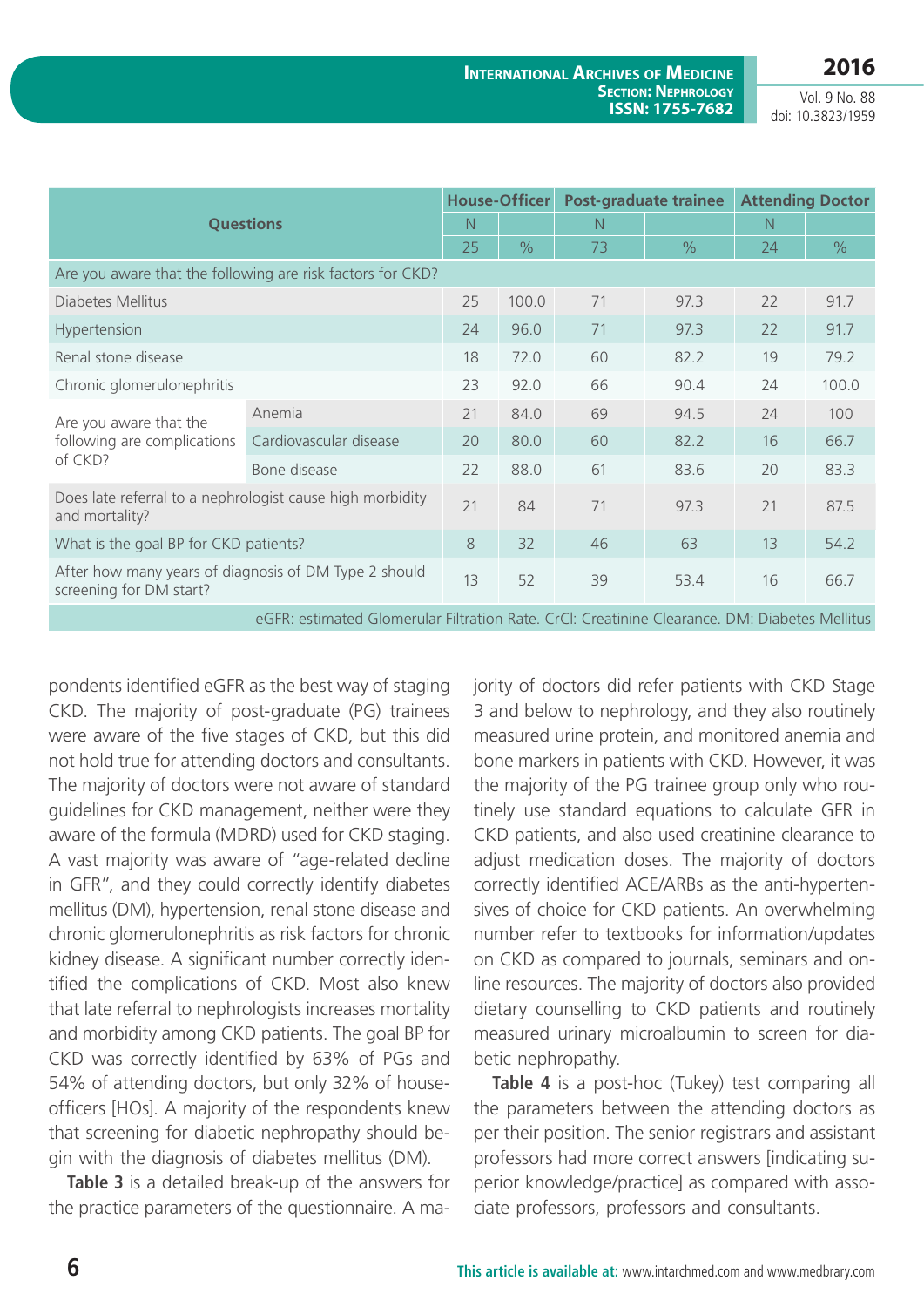| Questions | | House-Officer | | Post-graduate trainee | | Attending Doctor | |
|---|---|---|---|---|---|---|---|
| | | N | | N | | N | |
| | | 25 | % | 73 | % | 24 | % |
| Are you aware that the following are risk factors for CKD? | | | | | | | |
| Diabetes Mellitus | | 25 | 100.0 | 71 | 97.3 | 22 | 91.7 |
| Hypertension | | 24 | 96.0 | 71 | 97.3 | 22 | 91.7 |
| Renal stone disease | | 18 | 72.0 | 60 | 82.2 | 19 | 79.2 |
| Chronic glomerulonephritis | | 23 | 92.0 | 66 | 90.4 | 24 | 100.0 |
| Are you aware that the following are complications of CKD? | Anemia | 21 | 84.0 | 69 | 94.5 | 24 | 100 |
| | Cardiovascular disease | 20 | 80.0 | 60 | 82.2 | 16 | 66.7 |
| | Bone disease | 22 | 88.0 | 61 | 83.6 | 20 | 83.3 |
| Does late referral to a nephrologist cause high morbidity and mortality? | | 21 | 84 | 71 | 97.3 | 21 | 87.5 |
| What is the goal BP for CKD patients? | | 8 | 32 | 46 | 63 | 13 | 54.2 |
| After how many years of diagnosis of DM Type 2 should screening for DM start? | | 13 | 52 | 39 | 53.4 | 16 | 66.7 |

eGFR: estimated Glomerular Filtration Rate. CrCl: Creatinine Clearance. DM: Diabetes Mellitus

pondents identified eGFR as the best way of staging CKD. The majority of post-graduate (PG) trainees were aware of the five stages of CKD, but this did not hold true for attending doctors and consultants. The majority of doctors were not aware of standard guidelines for CKD management, neither were they aware of the formula (MDRD) used for CKD staging. A vast majority was aware of "age-related decline in GFR", and they could correctly identify diabetes mellitus (DM), hypertension, renal stone disease and chronic glomerulonephritis as risk factors for chronic kidney disease. A significant number correctly identified the complications of CKD. Most also knew that late referral to nephrologists increases mortality and morbidity among CKD patients. The goal BP for CKD was correctly identified by 63% of PGs and 54% of attending doctors, but only 32% of house-officers [HOs]. A majority of the respondents knew that screening for diabetic nephropathy should begin with the diagnosis of diabetes mellitus (DM).

**Table 3** is a detailed break-up of the answers for the practice parameters of the questionnaire. A majority of doctors did refer patients with CKD Stage 3 and below to nephrology, and they also routinely measured urine protein, and monitored anemia and bone markers in patients with CKD. However, it was the majority of the PG trainee group only who routinely use standard equations to calculate GFR in CKD patients, and also used creatinine clearance to adjust medication doses. The majority of doctors correctly identified ACE/ARBs as the anti-hypertensives of choice for CKD patients. An overwhelming number refer to textbooks for information/updates on CKD as compared to journals, seminars and online resources. The majority of doctors also provided dietary counselling to CKD patients and routinely measured urinary microalbumin to screen for diabetic nephropathy.

**Table 4** is a post-hoc (Tukey) test comparing all the parameters between the attending doctors as per their position. The senior registrars and assistant professors had more correct answers [indicating superior knowledge/practice] as compared with associate professors, professors and consultants.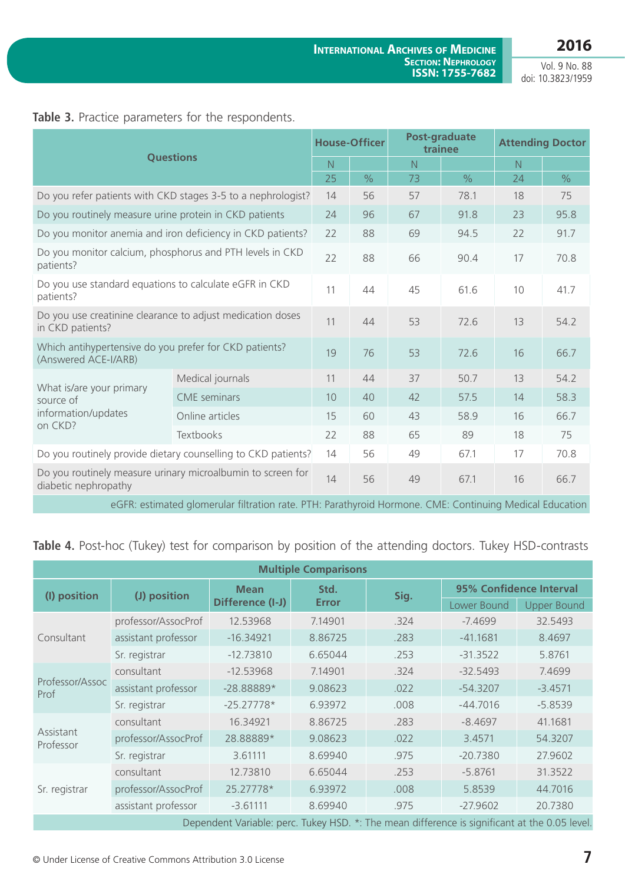**Table 3.** Practice parameters for the respondents.

| Questions | | House-Officer | | Post-graduate trainee | | Attending Doctor | |
|---|---|---|---|---|---|---|---|
| | | N | | N | | N | |
| | | 25 | % | 73 | % | 24 | % |
| Do you refer patients with CKD stages 3-5 to a nephrologist? | | 14 | 56 | 57 | 78.1 | 18 | 75 |
| Do you routinely measure urine protein in CKD patients | | 24 | 96 | 67 | 91.8 | 23 | 95.8 |
| Do you monitor anemia and iron deficiency in CKD patients? | | 22 | 88 | 69 | 94.5 | 22 | 91.7 |
| Do you monitor calcium, phosphorus and PTH levels in CKD patients? | | 22 | 88 | 66 | 90.4 | 17 | 70.8 |
| Do you use standard equations to calculate eGFR in CKD patients? | | 11 | 44 | 45 | 61.6 | 10 | 41.7 |
| Do you use creatinine clearance to adjust medication doses in CKD patients? | | 11 | 44 | 53 | 72.6 | 13 | 54.2 |
| Which antihypertensive do you prefer for CKD patients? (Answered ACE-I/ARB) | | 19 | 76 | 53 | 72.6 | 16 | 66.7 |
| What is/are your primary source of information/updates on CKD? | Medical journals | 11 | 44 | 37 | 50.7 | 13 | 54.2 |
| | CME seminars | 10 | 40 | 42 | 57.5 | 14 | 58.3 |
| | Online articles | 15 | 60 | 43 | 58.9 | 16 | 66.7 |
| | Textbooks | 22 | 88 | 65 | 89 | 18 | 75 |
| Do you routinely provide dietary counselling to CKD patients? | | 14 | 56 | 49 | 67.1 | 17 | 70.8 |
| Do you routinely measure urinary microalbumin to screen for diabetic nephropathy | | 14 | 56 | 49 | 67.1 | 16 | 66.7 |

eGFR: estimated glomerular filtration rate. PTH: Parathyroid Hormone. CME: Continuing Medical Education

**Table 4.** Post-hoc (Tukey) test for comparison by position of the attending doctors. Tukey HSD-contrasts

| Multiple Comparisons | | | | | | |
|---|---|---|---|---|---|---|
| (I) position | (J) position | Mean Difference (I-J) | Std. Error | Sig. | 95% Confidence Interval | |
| | | | | | Lower Bound | Upper Bound |
| Consultant | professor/AssocProf | 12.53968 | 7.14901 | .324 | -7.4699 | 32.5493 |
| | assistant professor | -16.34921 | 8.86725 | .283 | -41.1681 | 8.4697 |
| | Sr. registrar | -12.73810 | 6.65044 | .253 | -31.3522 | 5.8761 |
| Professor/Assoc Prof | consultant | -12.53968 | 7.14901 | .324 | -32.5493 | 7.4699 |
| | assistant professor | -28.88889* | 9.08623 | .022 | -54.3207 | -3.4571 |
| | Sr. registrar | -25.27778* | 6.93972 | .008 | -44.7016 | -5.8539 |
| Assistant Professor | consultant | 16.34921 | 8.86725 | .283 | -8.4697 | 41.1681 |
| | professor/AssocProf | 28.88889* | 9.08623 | .022 | 3.4571 | 54.3207 |
| | Sr. registrar | 3.61111 | 8.69940 | .975 | -20.7380 | 27.9602 |
| Sr. registrar | consultant | 12.73810 | 6.65044 | .253 | -5.8761 | 31.3522 |
| | professor/AssocProf | 25.27778* | 6.93972 | .008 | 5.8539 | 44.7016 |
| | assistant professor | -3.61111 | 8.69940 | .975 | -27.9602 | 20.7380 |

Dependent Variable: perc. Tukey HSD. *: The mean difference is significant at the 0.05 level.

© Under License of Creative Commons Attribution 3.0 License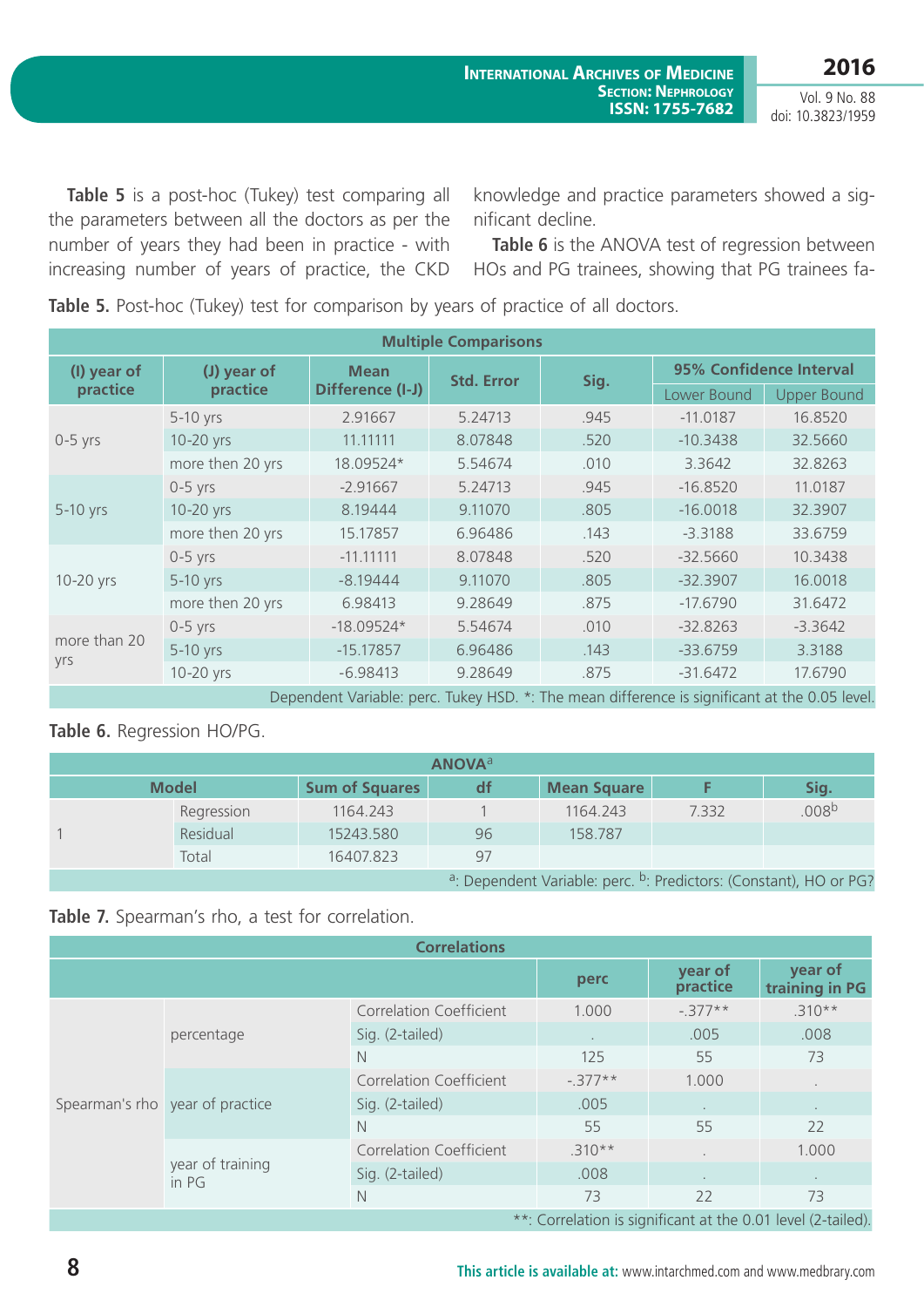**Table 5** is a post-hoc (Tukey) test comparing all the parameters between all the doctors as per the number of years they had been in practice - with increasing number of years of practice, the CKD knowledge and practice parameters showed a significant decline.

**Table 6** is the ANOVA test of regression between HOs and PG trainees, showing that PG trainees fa-

**Table 5.** Post-hoc (Tukey) test for comparison by years of practice of all doctors.

| Multiple Comparisons | | | | | | |
|---|---|---|---|---|---|---|
| (I) year of practice | (J) year of practice | Mean Difference (I-J) | Std. Error | Sig. | 95% Confidence Interval | |
| | | | | | Lower Bound | Upper Bound |
| 0-5 yrs | 5-10 yrs | 2.91667 | 5.24713 | .945 | -11.0187 | 16.8520 |
| | 10-20 yrs | 11.11111 | 8.07848 | .520 | -10.3438 | 32.5660 |
| | more then 20 yrs | 18.09524* | 5.54674 | .010 | 3.3642 | 32.8263 |
| 5-10 yrs | 0-5 yrs | -2.91667 | 5.24713 | .945 | -16.8520 | 11.0187 |
| | 10-20 yrs | 8.19444 | 9.11070 | .805 | -16.0018 | 32.3907 |
| | more then 20 yrs | 15.17857 | 6.96486 | .143 | -3.3188 | 33.6759 |
| 10-20 yrs | 0-5 yrs | -11.11111 | 8.07848 | .520 | -32.5660 | 10.3438 |
| | 5-10 yrs | -8.19444 | 9.11070 | .805 | -32.3907 | 16.0018 |
| | more then 20 yrs | 6.98413 | 9.28649 | .875 | -17.6790 | 31.6472 |
| more than 20 yrs | 0-5 yrs | -18.09524* | 5.54674 | .010 | -32.8263 | -3.3642 |
| | 5-10 yrs | -15.17857 | 6.96486 | .143 | -33.6759 | 3.3188 |
| | 10-20 yrs | -6.98413 | 9.28649 | .875 | -31.6472 | 17.6790 |

Dependent Variable: perc. Tukey HSD. *: The mean difference is significant at the 0.05 level.

**Table 6.** Regression HO/PG.

| ANOVA[a] | | | | | | |
|---|---|---|---|---|---|---|
| Model | | Sum of Squares | df | Mean Square | F | Sig. |
| 1 | Regression | 1164.243 | 1 | 1164.243 | 7.332 | .008[b] |
| | Residual | 15243.580 | 96 | 158.787 | | |
| | Total | 16407.823 | 97 | | | |

[a]: Dependent Variable: perc. [b]: Predictors: (Constant), HO or PG?

**Table 7.** Spearman's rho, a test for correlation.

| Correlations | | | | | |
|---|---|---|---|---|---|
| | | | perc | year of practice | year of training in PG |
| Spearman's rho | percentage | Correlation Coefficient | 1.000 | -.377** | .310** |
| | | Sig. (2-tailed) | . | .005 | .008 |
| | | N | 125 | 55 | 73 |
| | year of practice | Correlation Coefficient | -.377** | 1.000 | . |
| | | Sig. (2-tailed) | .005 | . | . |
| | | N | 55 | 55 | 22 |
| | year of training in PG | Correlation Coefficient | .310** | . | 1.000 |
| | | Sig. (2-tailed) | .008 | . | . |
| | | N | 73 | 22 | 73 |

**: Correlation is significant at the 0.01 level (2-tailed).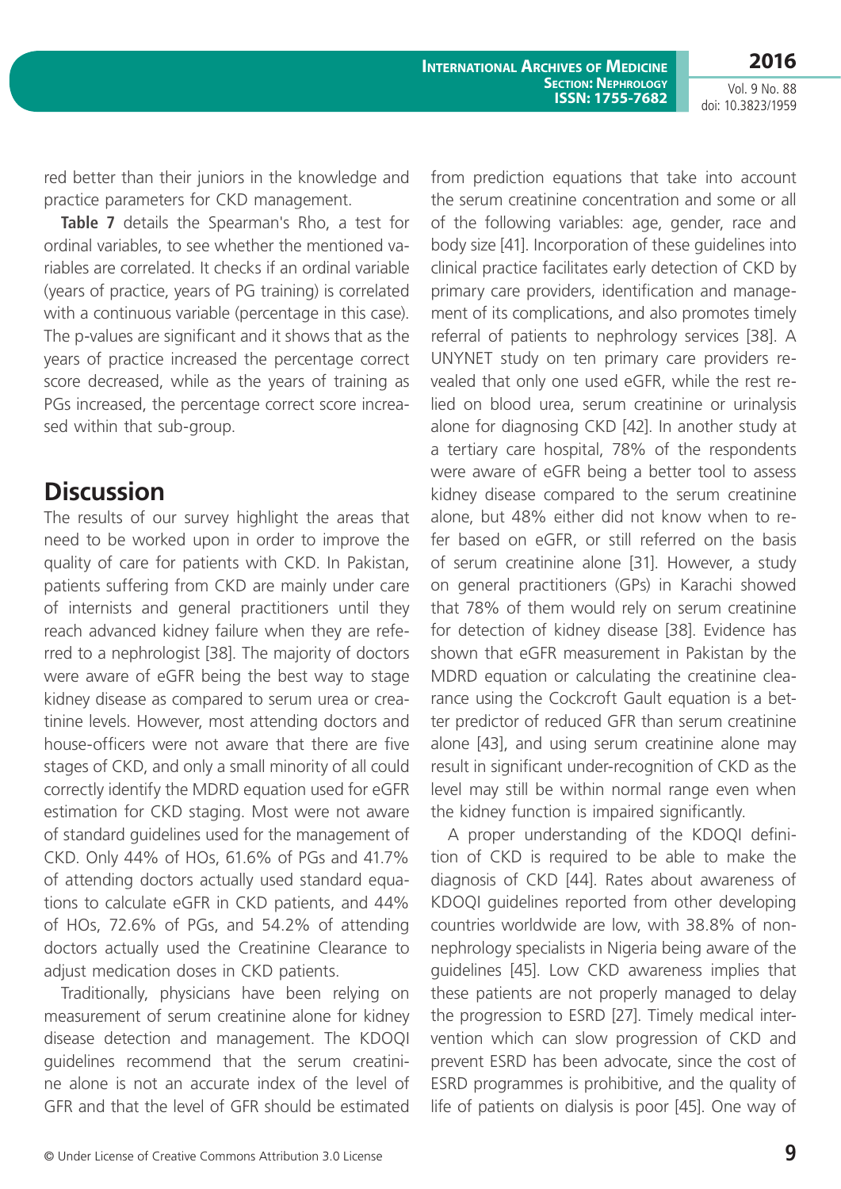red better than their juniors in the knowledge and practice parameters for CKD management.

**Table 7** details the Spearman's Rho, a test for ordinal variables, to see whether the mentioned variables are correlated. It checks if an ordinal variable (years of practice, years of PG training) is correlated with a continuous variable (percentage in this case). The p-values are significant and it shows that as the years of practice increased the percentage correct score decreased, while as the years of training as PGs increased, the percentage correct score increased within that sub-group.

## Discussion

The results of our survey highlight the areas that need to be worked upon in order to improve the quality of care for patients with CKD. In Pakistan, patients suffering from CKD are mainly under care of internists and general practitioners until they reach advanced kidney failure when they are referred to a nephrologist [38]. The majority of doctors were aware of eGFR being the best way to stage kidney disease as compared to serum urea or creatinine levels. However, most attending doctors and house-officers were not aware that there are five stages of CKD, and only a small minority of all could correctly identify the MDRD equation used for eGFR estimation for CKD staging. Most were not aware of standard guidelines used for the management of CKD. Only 44% of HOs, 61.6% of PGs and 41.7% of attending doctors actually used standard equations to calculate eGFR in CKD patients, and 44% of HOs, 72.6% of PGs, and 54.2% of attending doctors actually used the Creatinine Clearance to adjust medication doses in CKD patients.

Traditionally, physicians have been relying on measurement of serum creatinine alone for kidney disease detection and management. The KDOQI guidelines recommend that the serum creatinine alone is not an accurate index of the level of GFR and that the level of GFR should be estimated from prediction equations that take into account the serum creatinine concentration and some or all of the following variables: age, gender, race and body size [41]. Incorporation of these guidelines into clinical practice facilitates early detection of CKD by primary care providers, identification and management of its complications, and also promotes timely referral of patients to nephrology services [38]. A UNYNET study on ten primary care providers revealed that only one used eGFR, while the rest relied on blood urea, serum creatinine or urinalysis alone for diagnosing CKD [42]. In another study at a tertiary care hospital, 78% of the respondents were aware of eGFR being a better tool to assess kidney disease compared to the serum creatinine alone, but 48% either did not know when to refer based on eGFR, or still referred on the basis of serum creatinine alone [31]. However, a study on general practitioners (GPs) in Karachi showed that 78% of them would rely on serum creatinine for detection of kidney disease [38]. Evidence has shown that eGFR measurement in Pakistan by the MDRD equation or calculating the creatinine clearance using the Cockcroft Gault equation is a better predictor of reduced GFR than serum creatinine alone [43], and using serum creatinine alone may result in significant under-recognition of CKD as the level may still be within normal range even when the kidney function is impaired significantly.

A proper understanding of the KDOQI definition of CKD is required to be able to make the diagnosis of CKD [44]. Rates about awareness of KDOQI guidelines reported from other developing countries worldwide are low, with 38.8% of non-nephrology specialists in Nigeria being aware of the guidelines [45]. Low CKD awareness implies that these patients are not properly managed to delay the progression to ESRD [27]. Timely medical intervention which can slow progression of CKD and prevent ESRD has been advocate, since the cost of ESRD programmes is prohibitive, and the quality of life of patients on dialysis is poor [45]. One way of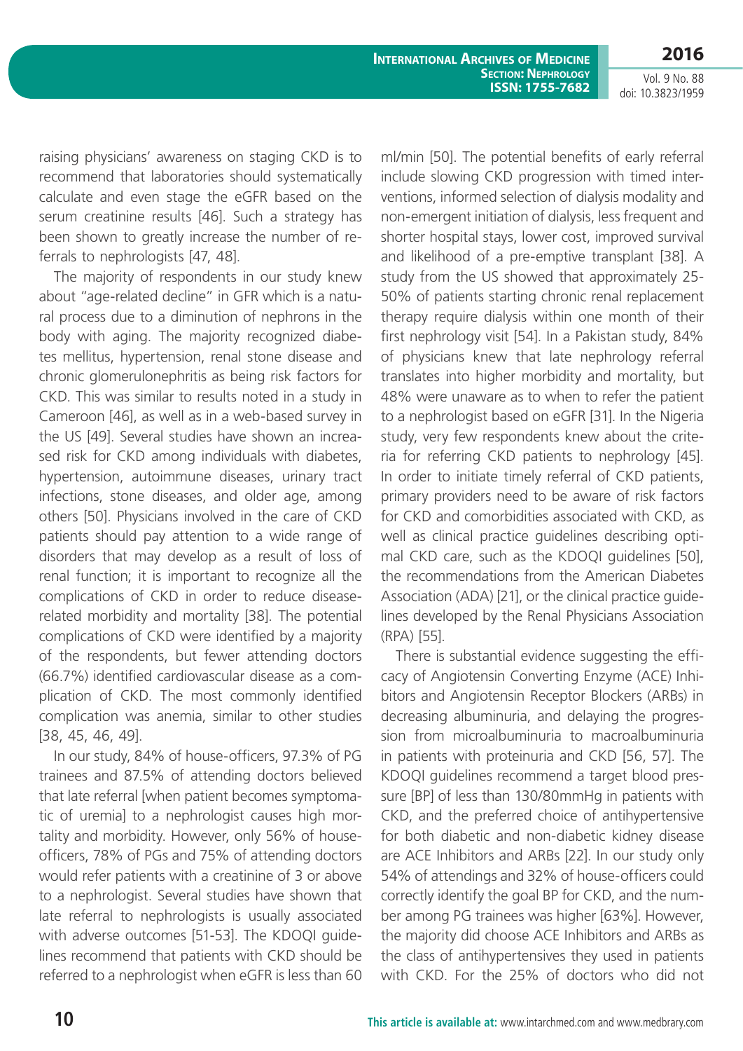raising physicians' awareness on staging CKD is to recommend that laboratories should systematically calculate and even stage the eGFR based on the serum creatinine results [46]. Such a strategy has been shown to greatly increase the number of referrals to nephrologists [47, 48].

The majority of respondents in our study knew about "age-related decline" in GFR which is a natural process due to a diminution of nephrons in the body with aging. The majority recognized diabetes mellitus, hypertension, renal stone disease and chronic glomerulonephritis as being risk factors for CKD. This was similar to results noted in a study in Cameroon [46], as well as in a web-based survey in the US [49]. Several studies have shown an increased risk for CKD among individuals with diabetes, hypertension, autoimmune diseases, urinary tract infections, stone diseases, and older age, among others [50]. Physicians involved in the care of CKD patients should pay attention to a wide range of disorders that may develop as a result of loss of renal function; it is important to recognize all the complications of CKD in order to reduce disease-related morbidity and mortality [38]. The potential complications of CKD were identified by a majority of the respondents, but fewer attending doctors (66.7%) identified cardiovascular disease as a complication of CKD. The most commonly identified complication was anemia, similar to other studies [38, 45, 46, 49].

In our study, 84% of house-officers, 97.3% of PG trainees and 87.5% of attending doctors believed that late referral [when patient becomes symptomatic of uremia] to a nephrologist causes high mortality and morbidity. However, only 56% of house-officers, 78% of PGs and 75% of attending doctors would refer patients with a creatinine of 3 or above to a nephrologist. Several studies have shown that late referral to nephrologists is usually associated with adverse outcomes [51-53]. The KDOQI guidelines recommend that patients with CKD should be referred to a nephrologist when eGFR is less than 60 ml/min [50]. The potential benefits of early referral include slowing CKD progression with timed interventions, informed selection of dialysis modality and non-emergent initiation of dialysis, less frequent and shorter hospital stays, lower cost, improved survival and likelihood of a pre-emptive transplant [38]. A study from the US showed that approximately 25-50% of patients starting chronic renal replacement therapy require dialysis within one month of their first nephrology visit [54]. In a Pakistan study, 84% of physicians knew that late nephrology referral translates into higher morbidity and mortality, but 48% were unaware as to when to refer the patient to a nephrologist based on eGFR [31]. In the Nigeria study, very few respondents knew about the criteria for referring CKD patients to nephrology [45]. In order to initiate timely referral of CKD patients, primary providers need to be aware of risk factors for CKD and comorbidities associated with CKD, as well as clinical practice guidelines describing optimal CKD care, such as the KDOQI guidelines [50], the recommendations from the American Diabetes Association (ADA) [21], or the clinical practice guidelines developed by the Renal Physicians Association (RPA) [55].

There is substantial evidence suggesting the efficacy of Angiotensin Converting Enzyme (ACE) Inhibitors and Angiotensin Receptor Blockers (ARBs) in decreasing albuminuria, and delaying the progression from microalbuminuria to macroalbuminuria in patients with proteinuria and CKD [56, 57]. The KDOQI guidelines recommend a target blood pressure [BP] of less than 130/80mmHg in patients with CKD, and the preferred choice of antihypertensive for both diabetic and non-diabetic kidney disease are ACE Inhibitors and ARBs [22]. In our study only 54% of attendings and 32% of house-officers could correctly identify the goal BP for CKD, and the number among PG trainees was higher [63%]. However, the majority did choose ACE Inhibitors and ARBs as the class of antihypertensives they used in patients with CKD. For the 25% of doctors who did not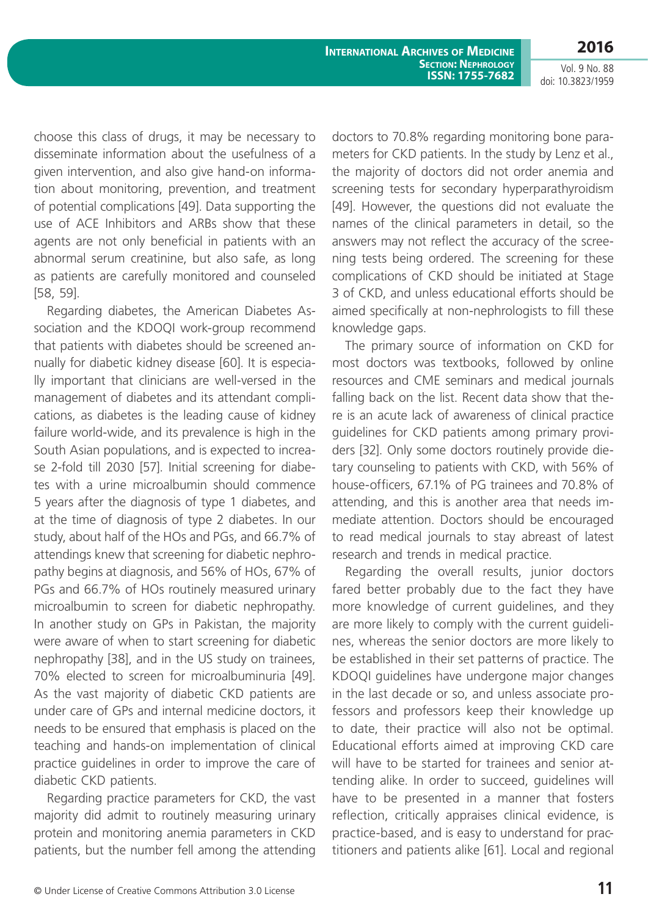choose this class of drugs, it may be necessary to disseminate information about the usefulness of a given intervention, and also give hand-on information about monitoring, prevention, and treatment of potential complications [49]. Data supporting the use of ACE Inhibitors and ARBs show that these agents are not only beneficial in patients with an abnormal serum creatinine, but also safe, as long as patients are carefully monitored and counseled [58, 59].

Regarding diabetes, the American Diabetes Association and the KDOQI work-group recommend that patients with diabetes should be screened annually for diabetic kidney disease [60]. It is especially important that clinicians are well-versed in the management of diabetes and its attendant complications, as diabetes is the leading cause of kidney failure world-wide, and its prevalence is high in the South Asian populations, and is expected to increase 2-fold till 2030 [57]. Initial screening for diabetes with a urine microalbumin should commence 5 years after the diagnosis of type 1 diabetes, and at the time of diagnosis of type 2 diabetes. In our study, about half of the HOs and PGs, and 66.7% of attendings knew that screening for diabetic nephropathy begins at diagnosis, and 56% of HOs, 67% of PGs and 66.7% of HOs routinely measured urinary microalbumin to screen for diabetic nephropathy. In another study on GPs in Pakistan, the majority were aware of when to start screening for diabetic nephropathy [38], and in the US study on trainees, 70% elected to screen for microalbuminuria [49]. As the vast majority of diabetic CKD patients are under care of GPs and internal medicine doctors, it needs to be ensured that emphasis is placed on the teaching and hands-on implementation of clinical practice guidelines in order to improve the care of diabetic CKD patients.

Regarding practice parameters for CKD, the vast majority did admit to routinely measuring urinary protein and monitoring anemia parameters in CKD patients, but the number fell among the attending doctors to 70.8% regarding monitoring bone parameters for CKD patients. In the study by Lenz et al., the majority of doctors did not order anemia and screening tests for secondary hyperparathyroidism [49]. However, the questions did not evaluate the names of the clinical parameters in detail, so the answers may not reflect the accuracy of the screening tests being ordered. The screening for these complications of CKD should be initiated at Stage 3 of CKD, and unless educational efforts should be aimed specifically at non-nephrologists to fill these knowledge gaps.

The primary source of information on CKD for most doctors was textbooks, followed by online resources and CME seminars and medical journals falling back on the list. Recent data show that there is an acute lack of awareness of clinical practice guidelines for CKD patients among primary providers [32]. Only some doctors routinely provide dietary counseling to patients with CKD, with 56% of house-officers, 67.1% of PG trainees and 70.8% of attending, and this is another area that needs immediate attention. Doctors should be encouraged to read medical journals to stay abreast of latest research and trends in medical practice.

Regarding the overall results, junior doctors fared better probably due to the fact they have more knowledge of current guidelines, and they are more likely to comply with the current guidelines, whereas the senior doctors are more likely to be established in their set patterns of practice. The KDOQI guidelines have undergone major changes in the last decade or so, and unless associate professors and professors keep their knowledge up to date, their practice will also not be optimal. Educational efforts aimed at improving CKD care will have to be started for trainees and senior attending alike. In order to succeed, guidelines will have to be presented in a manner that fosters reflection, critically appraises clinical evidence, is practice-based, and is easy to understand for practitioners and patients alike [61]. Local and regional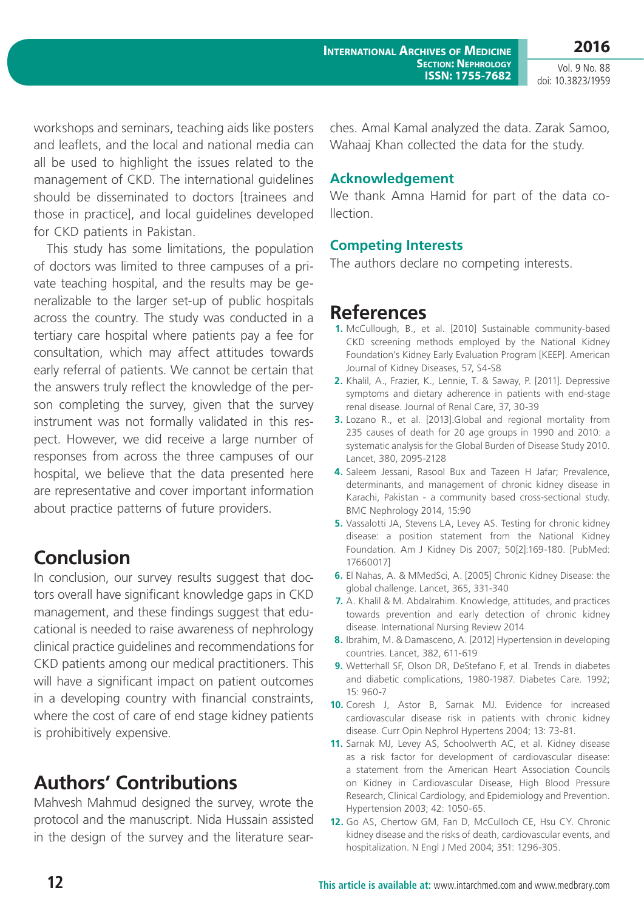workshops and seminars, teaching aids like posters and leaflets, and the local and national media can all be used to highlight the issues related to the management of CKD. The international guidelines should be disseminated to doctors [trainees and those in practice], and local guidelines developed for CKD patients in Pakistan.

This study has some limitations, the population of doctors was limited to three campuses of a private teaching hospital, and the results may be generalizable to the larger set-up of public hospitals across the country. The study was conducted in a tertiary care hospital where patients pay a fee for consultation, which may affect attitudes towards early referral of patients. We cannot be certain that the answers truly reflect the knowledge of the person completing the survey, given that the survey instrument was not formally validated in this respect. However, we did receive a large number of responses from across the three campuses of our hospital, we believe that the data presented here are representative and cover important information about practice patterns of future providers.

## Conclusion

In conclusion, our survey results suggest that doctors overall have significant knowledge gaps in CKD management, and these findings suggest that educational is needed to raise awareness of nephrology clinical practice guidelines and recommendations for CKD patients among our medical practitioners. This will have a significant impact on patient outcomes in a developing country with financial constraints, where the cost of care of end stage kidney patients is prohibitively expensive.

## Authors' Contributions

Mahvesh Mahmud designed the survey, wrote the protocol and the manuscript. Nida Hussain assisted in the design of the survey and the literature searches. Amal Kamal analyzed the data. Zarak Samoo, Wahaaj Khan collected the data for the study.

### Acknowledgement

We thank Amna Hamid for part of the data collection.

### Competing Interests

The authors declare no competing interests.

## References

1. McCullough, B., et al. [2010] Sustainable community-based CKD screening methods employed by the National Kidney Foundation's Kidney Early Evaluation Program [KEEP]. American Journal of Kidney Diseases, 57, S4-S8
2. Khalil, A., Frazier, K., Lennie, T. & Saway, P. [2011]. Depressive symptoms and dietary adherence in patients with end-stage renal disease. Journal of Renal Care, 37, 30-39
3. Lozano R., et al. [2013].Global and regional mortality from 235 causes of death for 20 age groups in 1990 and 2010: a systematic analysis for the Global Burden of Disease Study 2010. Lancet, 380, 2095-2128
4. Saleem Jessani, Rasool Bux and Tazeen H Jafar; Prevalence, determinants, and management of chronic kidney disease in Karachi, Pakistan - a community based cross-sectional study. BMC Nephrology 2014, 15:90
5. Vassalotti JA, Stevens LA, Levey AS. Testing for chronic kidney disease: a position statement from the National Kidney Foundation. Am J Kidney Dis 2007; 50[2]:169-180. [PubMed: 17660017]
6. El Nahas, A. & MMedSci, A. [2005] Chronic Kidney Disease: the global challenge. Lancet, 365, 331-340
7. A. Khalil & M. Abdalrahim. Knowledge, attitudes, and practices towards prevention and early detection of chronic kidney disease. International Nursing Review 2014
8. Ibrahim, M. & Damasceno, A. [2012] Hypertension in developing countries. Lancet, 382, 611-619
9. Wetterhall SF, Olson DR, DeStefano F, et al. Trends in diabetes and diabetic complications, 1980-1987. Diabetes Care. 1992; 15: 960-7
10. Coresh J, Astor B, Sarnak MJ. Evidence for increased cardiovascular disease risk in patients with chronic kidney disease. Curr Opin Nephrol Hypertens 2004; 13: 73-81.
11. Sarnak MJ, Levey AS, Schoolwerth AC, et al. Kidney disease as a risk factor for development of cardiovascular disease: a statement from the American Heart Association Councils on Kidney in Cardiovascular Disease, High Blood Pressure Research, Clinical Cardiology, and Epidemiology and Prevention. Hypertension 2003; 42: 1050-65.
12. Go AS, Chertow GM, Fan D, McCulloch CE, Hsu CY. Chronic kidney disease and the risks of death, cardiovascular events, and hospitalization. N Engl J Med 2004; 351: 1296-305.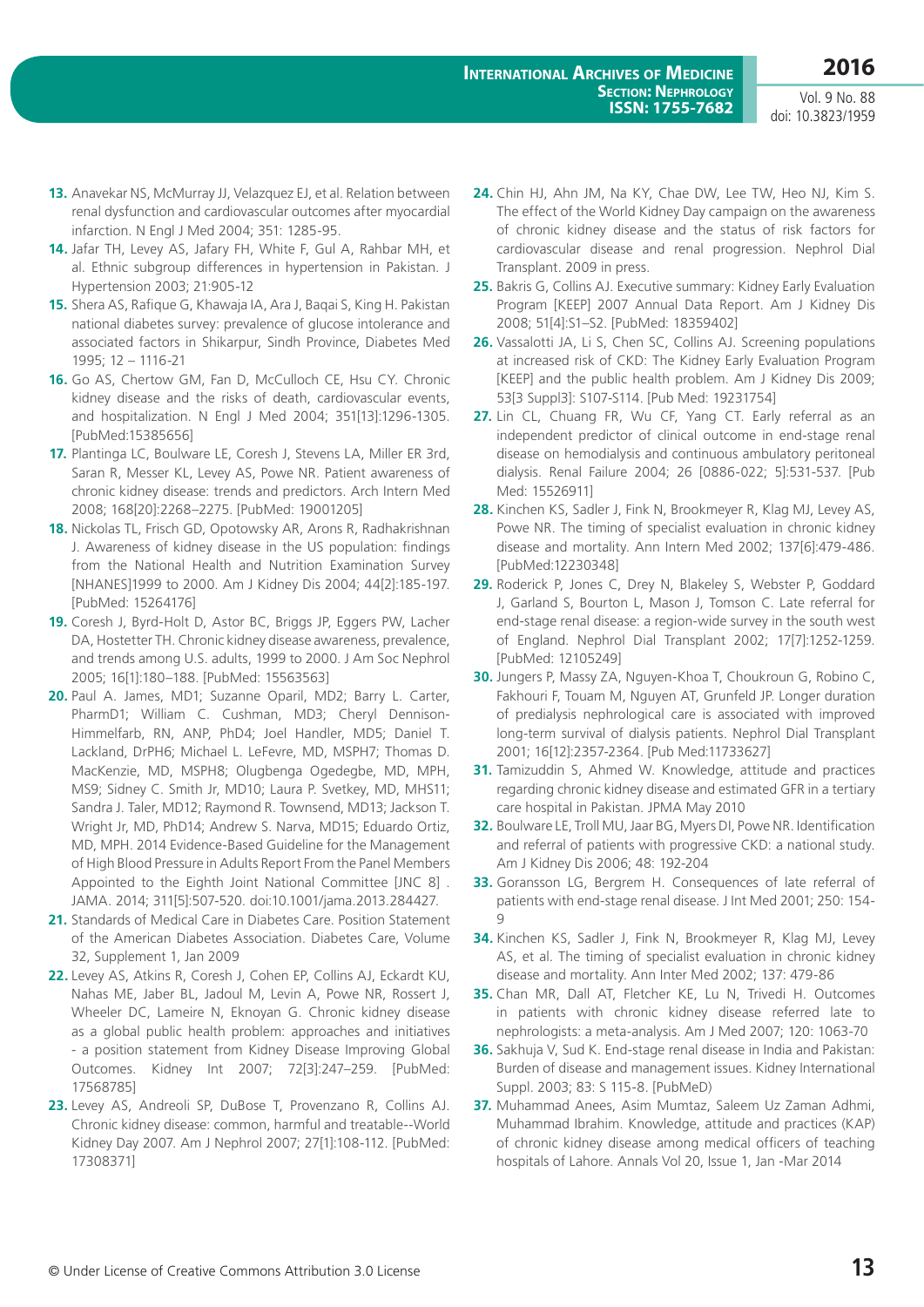13. Anavekar NS, McMurray JJ, Velazquez EJ, et al. Relation between renal dysfunction and cardiovascular outcomes after myocardial infarction. N Engl J Med 2004; 351: 1285-95.
14. Jafar TH, Levey AS, Jafary FH, White F, Gul A, Rahbar MH, et al. Ethnic subgroup differences in hypertension in Pakistan. J Hypertension 2003; 21:905-12
15. Shera AS, Rafique G, Khawaja IA, Ara J, Baqai S, King H. Pakistan national diabetes survey: prevalence of glucose intolerance and associated factors in Shikarpur, Sindh Province, Diabetes Med 1995; 12 – 1116-21
16. Go AS, Chertow GM, Fan D, McCulloch CE, Hsu CY. Chronic kidney disease and the risks of death, cardiovascular events, and hospitalization. N Engl J Med 2004; 351[13]:1296-1305. [PubMed:15385656]
17. Plantinga LC, Boulware LE, Coresh J, Stevens LA, Miller ER 3rd, Saran R, Messer KL, Levey AS, Powe NR. Patient awareness of chronic kidney disease: trends and predictors. Arch Intern Med 2008; 168[20]:2268–2275. [PubMed: 19001205]
18. Nickolas TL, Frisch GD, Opotowsky AR, Arons R, Radhakrishnan J. Awareness of kidney disease in the US population: findings from the National Health and Nutrition Examination Survey [NHANES]1999 to 2000. Am J Kidney Dis 2004; 44[2]:185-197. [PubMed: 15264176]
19. Coresh J, Byrd-Holt D, Astor BC, Briggs JP, Eggers PW, Lacher DA, Hostetter TH. Chronic kidney disease awareness, prevalence, and trends among U.S. adults, 1999 to 2000. J Am Soc Nephrol 2005; 16[1]:180–188. [PubMed: 15563563]
20. Paul A. James, MD1; Suzanne Oparil, MD2; Barry L. Carter, PharmD1; William C. Cushman, MD3; Cheryl Dennison-Himmelfarb, RN, ANP, PhD4; Joel Handler, MD5; Daniel T. Lackland, DrPH6; Michael L. LeFevre, MD, MSPH7; Thomas D. MacKenzie, MD, MSPH8; Olugbenga Ogedegbe, MD, MPH, MS9; Sidney C. Smith Jr, MD10; Laura P. Svetkey, MD, MHS11; Sandra J. Taler, MD12; Raymond R. Townsend, MD13; Jackson T. Wright Jr, MD, PhD14; Andrew S. Narva, MD15; Eduardo Ortiz, MD, MPH. 2014 Evidence-Based Guideline for the Management of High Blood Pressure in Adults Report From the Panel Members Appointed to the Eighth Joint National Committee [JNC 8] . JAMA. 2014; 311[5]:507-520. doi:10.1001/jama.2013.284427.
21. Standards of Medical Care in Diabetes Care. Position Statement of the American Diabetes Association. Diabetes Care, Volume 32, Supplement 1, Jan 2009
22. Levey AS, Atkins R, Coresh J, Cohen EP, Collins AJ, Eckardt KU, Nahas ME, Jaber BL, Jadoul M, Levin A, Powe NR, Rossert J, Wheeler DC, Lameire N, Eknoyan G. Chronic kidney disease as a global public health problem: approaches and initiatives - a position statement from Kidney Disease Improving Global Outcomes. Kidney Int 2007; 72[3]:247–259. [PubMed: 17568785]
23. Levey AS, Andreoli SP, DuBose T, Provenzano R, Collins AJ. Chronic kidney disease: common, harmful and treatable--World Kidney Day 2007. Am J Nephrol 2007; 27[1]:108-112. [PubMed: 17308371]
24. Chin HJ, Ahn JM, Na KY, Chae DW, Lee TW, Heo NJ, Kim S. The effect of the World Kidney Day campaign on the awareness of chronic kidney disease and the status of risk factors for cardiovascular disease and renal progression. Nephrol Dial Transplant. 2009 in press.
25. Bakris G, Collins AJ. Executive summary: Kidney Early Evaluation Program [KEEP] 2007 Annual Data Report. Am J Kidney Dis 2008; 51[4]:S1–S2. [PubMed: 18359402]
26. Vassalotti JA, Li S, Chen SC, Collins AJ. Screening populations at increased risk of CKD: The Kidney Early Evaluation Program [KEEP] and the public health problem. Am J Kidney Dis 2009; 53[3 Suppl3]: S107-S114. [Pub Med: 19231754]
27. Lin CL, Chuang FR, Wu CF, Yang CT. Early referral as an independent predictor of clinical outcome in end-stage renal disease on hemodialysis and continuous ambulatory peritoneal dialysis. Renal Failure 2004; 26 [0886-022; 5]:531-537. [Pub Med: 15526911]
28. Kinchen KS, Sadler J, Fink N, Brookmeyer R, Klag MJ, Levey AS, Powe NR. The timing of specialist evaluation in chronic kidney disease and mortality. Ann Intern Med 2002; 137[6]:479-486. [PubMed:12230348]
29. Roderick P, Jones C, Drey N, Blakeley S, Webster P, Goddard J, Garland S, Bourton L, Mason J, Tomson C. Late referral for end-stage renal disease: a region-wide survey in the south west of England. Nephrol Dial Transplant 2002; 17[7]:1252-1259. [PubMed: 12105249]
30. Jungers P, Massy ZA, Nguyen-Khoa T, Choukroun G, Robino C, Fakhouri F, Touam M, Nguyen AT, Grunfeld JP. Longer duration of predialysis nephrological care is associated with improved long-term survival of dialysis patients. Nephrol Dial Transplant 2001; 16[12]:2357-2364. [Pub Med:11733627]
31. Tamizuddin S, Ahmed W. Knowledge, attitude and practices regarding chronic kidney disease and estimated GFR in a tertiary care hospital in Pakistan. JPMA May 2010
32. Boulware LE, Troll MU, Jaar BG, Myers DI, Powe NR. Identification and referral of patients with progressive CKD: a national study. Am J Kidney Dis 2006; 48: 192-204
33. Goransson LG, Bergrem H. Consequences of late referral of patients with end-stage renal disease. J Int Med 2001; 250: 154-9
34. Kinchen KS, Sadler J, Fink N, Brookmeyer R, Klag MJ, Levey AS, et al. The timing of specialist evaluation in chronic kidney disease and mortality. Ann Inter Med 2002; 137: 479-86
35. Chan MR, Dall AT, Fletcher KE, Lu N, Trivedi H. Outcomes in patients with chronic kidney disease referred late to nephrologists: a meta-analysis. Am J Med 2007; 120: 1063-70
36. Sakhuja V, Sud K. End-stage renal disease in India and Pakistan: Burden of disease and management issues. Kidney International Suppl. 2003; 83: S 115-8. [PubMeD)
37. Muhammad Anees, Asim Mumtaz, Saleem Uz Zaman Adhmi, Muhammad Ibrahim. Knowledge, attitude and practices (KAP) of chronic kidney disease among medical officers of teaching hospitals of Lahore. Annals Vol 20, Issue 1, Jan -Mar 2014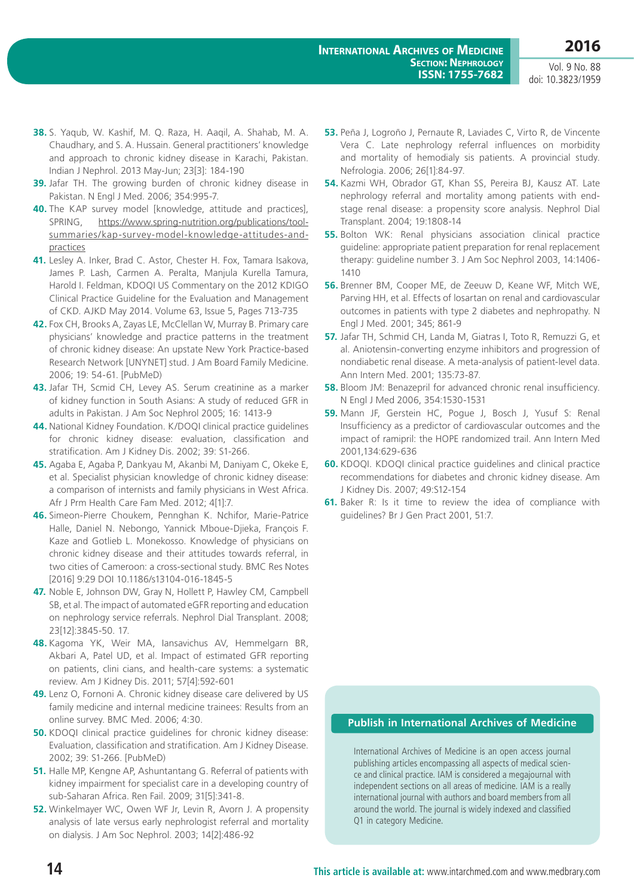38. S. Yaqub, W. Kashif, M. Q. Raza, H. Aaqil, A. Shahab, M. A. Chaudhary, and S. A. Hussain. General practitioners' knowledge and approach to chronic kidney disease in Karachi, Pakistan. Indian J Nephrol. 2013 May-Jun; 23[3]: 184-190

39. Jafar TH. The growing burden of chronic kidney disease in Pakistan. N Engl J Med. 2006; 354:995-7.

40. The KAP survey model [knowledge, attitude and practices], SPRING, https://www.spring-nutrition.org/publications/tool-summaries/kap-survey-model-knowledge-attitudes-and-practices

41. Lesley A. Inker, Brad C. Astor, Chester H. Fox, Tamara Isakova, James P. Lash, Carmen A. Peralta, Manjula Kurella Tamura, Harold I. Feldman, KDOQI US Commentary on the 2012 KDIGO Clinical Practice Guideline for the Evaluation and Management of CKD. AJKD May 2014. Volume 63, Issue 5, Pages 713-735

42. Fox CH, Brooks A, Zayas LE, McClellan W, Murray B. Primary care physicians' knowledge and practice patterns in the treatment of chronic kidney disease: An upstate New York Practice-based Research Network [UNYNET] stud. J Am Board Family Medicine. 2006; 19: 54-61. [PubMeD)

43. Jafar TH, Scmid CH, Levey AS. Serum creatinine as a marker of kidney function in South Asians: A study of reduced GFR in adults in Pakistan. J Am Soc Nephrol 2005; 16: 1413-9

44. National Kidney Foundation. K/DOQI clinical practice guidelines for chronic kidney disease: evaluation, classification and stratification. Am J Kidney Dis. 2002; 39: S1-266.

45. Agaba E, Agaba P, Dankyau M, Akanbi M, Daniyam C, Okeke E, et al. Specialist physician knowledge of chronic kidney disease: a comparison of internists and family physicians in West Africa. Afr J Prm Health Care Fam Med. 2012; 4[1]:7.

46. Simeon-Pierre Choukem, Pennghan K. Nchifor, Marie-Patrice Halle, Daniel N. Nebongo, Yannick Mboue-Djieka, François F. Kaze and Gotlieb L. Monekosso. Knowledge of physicians on chronic kidney disease and their attitudes towards referral, in two cities of Cameroon: a cross-sectional study. BMC Res Notes [2016] 9:29 DOI 10.1186/s13104-016-1845-5

47. Noble E, Johnson DW, Gray N, Hollett P, Hawley CM, Campbell SB, et al. The impact of automated eGFR reporting and education on nephrology service referrals. Nephrol Dial Transplant. 2008; 23[12]:3845-50. 17.

48. Kagoma YK, Weir MA, Iansavichus AV, Hemmelgarn BR, Akbari A, Patel UD, et al. Impact of estimated GFR reporting on patients, clini cians, and health-care systems: a systematic review. Am J Kidney Dis. 2011; 57[4]:592-601

49. Lenz O, Fornoni A. Chronic kidney disease care delivered by US family medicine and internal medicine trainees: Results from an online survey. BMC Med. 2006; 4:30.

50. KDOQI clinical practice guidelines for chronic kidney disease: Evaluation, classification and stratification. Am J Kidney Disease. 2002; 39: S1-266. [PubMeD)

51. Halle MP, Kengne AP, Ashuntantang G. Referral of patients with kidney impairment for specialist care in a developing country of sub-Saharan Africa. Ren Fail. 2009; 31[5]:341-8.

52. Winkelmayer WC, Owen WF Jr, Levin R, Avorn J. A propensity analysis of late versus early nephrologist referral and mortality on dialysis. J Am Soc Nephrol. 2003; 14[2]:486-92

53. Peña J, Logroño J, Pernaute R, Laviades C, Virto R, de Vincente Vera C. Late nephrology referral influences on morbidity and mortality of hemodialy sis patients. A provincial study. Nefrologia. 2006; 26[1]:84-97.

54. Kazmi WH, Obrador GT, Khan SS, Pereira BJ, Kausz AT. Late nephrology referral and mortality among patients with end-stage renal disease: a propensity score analysis. Nephrol Dial Transplant. 2004; 19:1808-14

55. Bolton WK: Renal physicians association clinical practice guideline: appropriate patient preparation for renal replacement therapy: guideline number 3. J Am Soc Nephrol 2003, 14:1406-1410

56. Brenner BM, Cooper ME, de Zeeuw D, Keane WF, Mitch WE, Parving HH, et al. Effects of losartan on renal and cardiovascular outcomes in patients with type 2 diabetes and nephropathy. N Engl J Med. 2001; 345; 861-9

57. Jafar TH, Schmid CH, Landa M, Giatras I, Toto R, Remuzzi G, et al. Aniotensin-converting enzyme inhibitors and progression of nondiabetic renal disease. A meta-analysis of patient-level data. Ann Intern Med. 2001; 135:73-87.

58. Bloom JM: Benazepril for advanced chronic renal insufficiency. N Engl J Med 2006, 354:1530-1531

59. Mann JF, Gerstein HC, Pogue J, Bosch J, Yusuf S: Renal Insufficiency as a predictor of cardiovascular outcomes and the impact of ramipril: the HOPE randomized trail. Ann Intern Med 2001,134:629-636

60. KDOQI. KDOQI clinical practice guidelines and clinical practice recommendations for diabetes and chronic kidney disease. Am J Kidney Dis. 2007; 49:S12-154

61. Baker R: Is it time to review the idea of compliance with guidelines? Br J Gen Pract 2001, 51:7.

**Publish in International Archives of Medicine**

International Archives of Medicine is an open access journal publishing articles encompassing all aspects of medical science and clinical practice. IAM is considered a megajournal with independent sections on all areas of medicine. IAM is a really international journal with authors and board members from all around the world. The journal is widely indexed and classified Q1 in category Medicine.